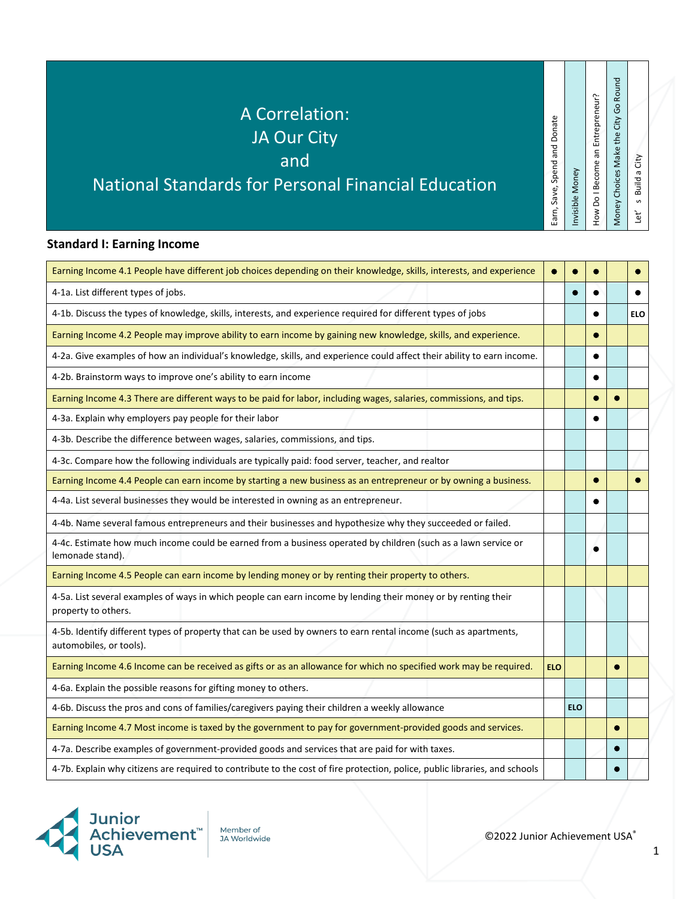# A Correlation: JA Our City and National Standards for Personal Financial Education

## Standard I: Earning Income

| | Earn, Save, Spend and Donate | Invisible Money | How Do I Become an Entrepreneur? | Money Choices Make the City Go Round | Let's Build a City |
|---|---|---|---|---|---|
| Earning Income 4.1 People have different job choices depending on their knowledge, skills, interests, and experience | ● | ● | ● | | ● |
| 4-1a. List different types of jobs. | | ● | ● | | ● |
| 4-1b. Discuss the types of knowledge, skills, interests, and experience required for different types of jobs | | | ● | | ELO |
| Earning Income 4.2 People may improve ability to earn income by gaining new knowledge, skills, and experience. | | | ● | | |
| 4-2a. Give examples of how an individual's knowledge, skills, and experience could affect their ability to earn income. | | | ● | | |
| 4-2b. Brainstorm ways to improve one's ability to earn income | | | ● | | |
| Earning Income 4.3 There are different ways to be paid for labor, including wages, salaries, commissions, and tips. | | | ● | ● | |
| 4-3a. Explain why employers pay people for their labor | | | ● | | |
| 4-3b. Describe the difference between wages, salaries, commissions, and tips. | | | | | |
| 4-3c. Compare how the following individuals are typically paid: food server, teacher, and realtor | | | | | |
| Earning Income 4.4 People can earn income by starting a new business as an entrepreneur or by owning a business. | | | ● | | ● |
| 4-4a. List several businesses they would be interested in owning as an entrepreneur. | | | ● | | |
| 4-4b. Name several famous entrepreneurs and their businesses and hypothesize why they succeeded or failed. | | | | | |
| 4-4c. Estimate how much income could be earned from a business operated by children (such as a lawn service or lemonade stand). | | | ● | | |
| Earning Income 4.5 People can earn income by lending money or by renting their property to others. | | | | | |
| 4-5a. List several examples of ways in which people can earn income by lending their money or by renting their property to others. | | | | | |
| 4-5b. Identify different types of property that can be used by owners to earn rental income (such as apartments, automobiles, or tools). | | | | | |
| Earning Income 4.6 Income can be received as gifts or as an allowance for which no specified work may be required. | ELO | | | ● | |
| 4-6a. Explain the possible reasons for gifting money to others. | | | | | |
| 4-6b. Discuss the pros and cons of families/caregivers paying their children a weekly allowance | | ELO | | | |
| Earning Income 4.7 Most income is taxed by the government to pay for government-provided goods and services. | | | | ● | |
| 4-7a. Describe examples of government-provided goods and services that are paid for with taxes. | | | | ● | |
| 4-7b. Explain why citizens are required to contribute to the cost of fire protection, police, public libraries, and schools | | | | ● | |

©2022 Junior Achievement USA®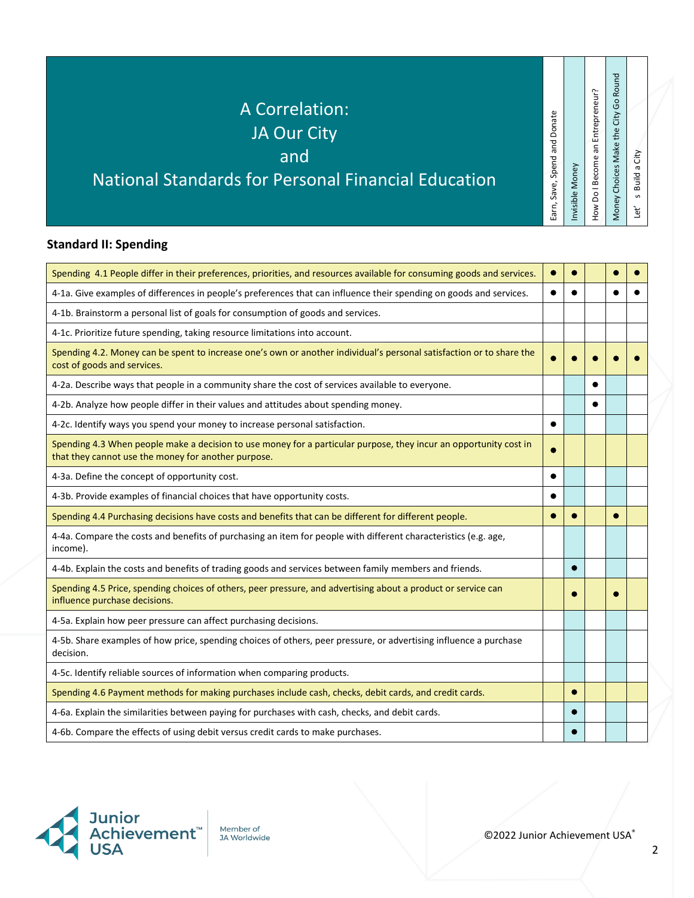# A Correlation: JA Our City and National Standards for Personal Financial Education

## Standard II: Spending

| | Earn, Save, Spend and Donate | Invisible Money | How Do I Become an Entrepreneur? | Money Choices Make the City Go Round | Let's Build a City |
|---|---|---|---|---|---|
| Spending 4.1 People differ in their preferences, priorities, and resources available for consuming goods and services. | ● | ● | | ● | ● |
| 4-1a. Give examples of differences in people's preferences that can influence their spending on goods and services. | ● | ● | | ● | ● |
| 4-1b. Brainstorm a personal list of goals for consumption of goods and services. | | | | | |
| 4-1c. Prioritize future spending, taking resource limitations into account. | | | | | |
| Spending 4.2. Money can be spent to increase one's own or another individual's personal satisfaction or to share the cost of goods and services. | ● | ● | ● | ● | ● |
| 4-2a. Describe ways that people in a community share the cost of services available to everyone. | | | ● | | |
| 4-2b. Analyze how people differ in their values and attitudes about spending money. | | | ● | | |
| 4-2c. Identify ways you spend your money to increase personal satisfaction. | ● | | | | |
| Spending 4.3 When people make a decision to use money for a particular purpose, they incur an opportunity cost in that they cannot use the money for another purpose. | ● | | | | |
| 4-3a. Define the concept of opportunity cost. | ● | | | | |
| 4-3b. Provide examples of financial choices that have opportunity costs. | ● | | | | |
| Spending 4.4 Purchasing decisions have costs and benefits that can be different for different people. | ● | ● | | ● | |
| 4-4a. Compare the costs and benefits of purchasing an item for people with different characteristics (e.g. age, income). | | | | | |
| 4-4b. Explain the costs and benefits of trading goods and services between family members and friends. | | ● | | | |
| Spending 4.5 Price, spending choices of others, peer pressure, and advertising about a product or service can influence purchase decisions. | | ● | | ● | |
| 4-5a. Explain how peer pressure can affect purchasing decisions. | | | | | |
| 4-5b. Share examples of how price, spending choices of others, peer pressure, or advertising influence a purchase decision. | | | | | |
| 4-5c. Identify reliable sources of information when comparing products. | | | | | |
| Spending 4.6 Payment methods for making purchases include cash, checks, debit cards, and credit cards. | | ● | | | |
| 4-6a. Explain the similarities between paying for purchases with cash, checks, and debit cards. | | ● | | | |
| 4-6b. Compare the effects of using debit versus credit cards to make purchases. | | ● | | | |

©2022 Junior Achievement USA®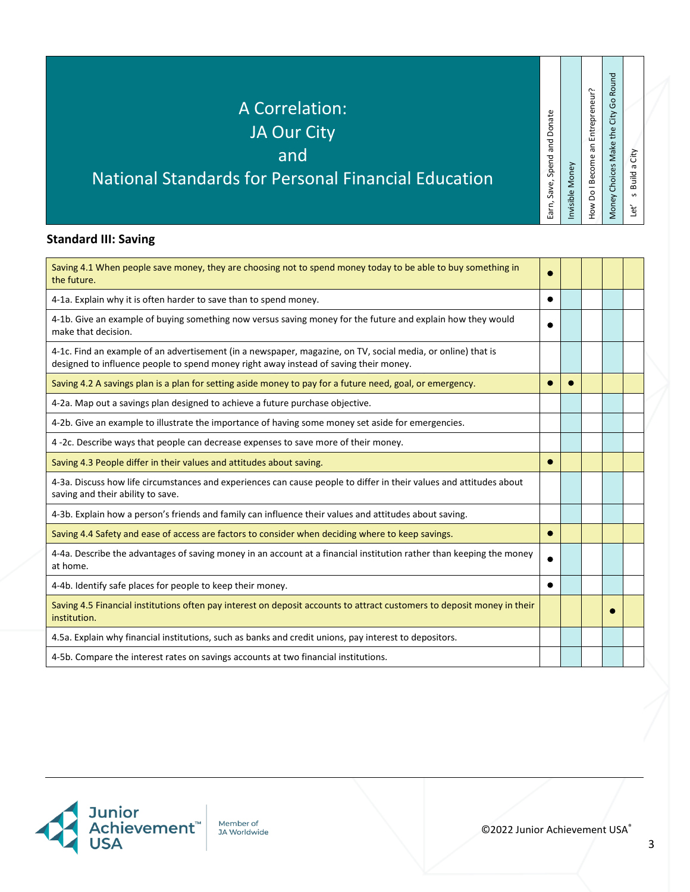# A Correlation: JA Our City and National Standards for Personal Financial Education

## Standard III: Saving

| | Earn, Save, Spend and Donate | Invisible Money | How Do I Become an Entrepreneur? | Money Choices Make the City Go Round | Let's Build a City |
|---|---|---|---|---|---|
| Saving 4.1 When people save money, they are choosing not to spend money today to be able to buy something in the future. | ● | | | | |
| 4-1a. Explain why it is often harder to save than to spend money. | ● | | | | |
| 4-1b. Give an example of buying something now versus saving money for the future and explain how they would make that decision. | ● | | | | |
| 4-1c. Find an example of an advertisement (in a newspaper, magazine, on TV, social media, or online) that is designed to influence people to spend money right away instead of saving their money. | | | | | |
| Saving 4.2 A savings plan is a plan for setting aside money to pay for a future need, goal, or emergency. | ● | ● | | | |
| 4-2a. Map out a savings plan designed to achieve a future purchase objective. | | | | | |
| 4-2b. Give an example to illustrate the importance of having some money set aside for emergencies. | | | | | |
| 4 -2c. Describe ways that people can decrease expenses to save more of their money. | | | | | |
| Saving 4.3 People differ in their values and attitudes about saving. | ● | | | | |
| 4-3a. Discuss how life circumstances and experiences can cause people to differ in their values and attitudes about saving and their ability to save. | | | | | |
| 4-3b. Explain how a person's friends and family can influence their values and attitudes about saving. | | | | | |
| Saving 4.4 Safety and ease of access are factors to consider when deciding where to keep savings. | ● | | | | |
| 4-4a. Describe the advantages of saving money in an account at a financial institution rather than keeping the money at home. | ● | | | | |
| 4-4b. Identify safe places for people to keep their money. | ● | | | | |
| Saving 4.5 Financial institutions often pay interest on deposit accounts to attract customers to deposit money in their institution. | | | | ● | |
| 4.5a. Explain why financial institutions, such as banks and credit unions, pay interest to depositors. | | | | | |
| 4-5b. Compare the interest rates on savings accounts at two financial institutions. | | | | | |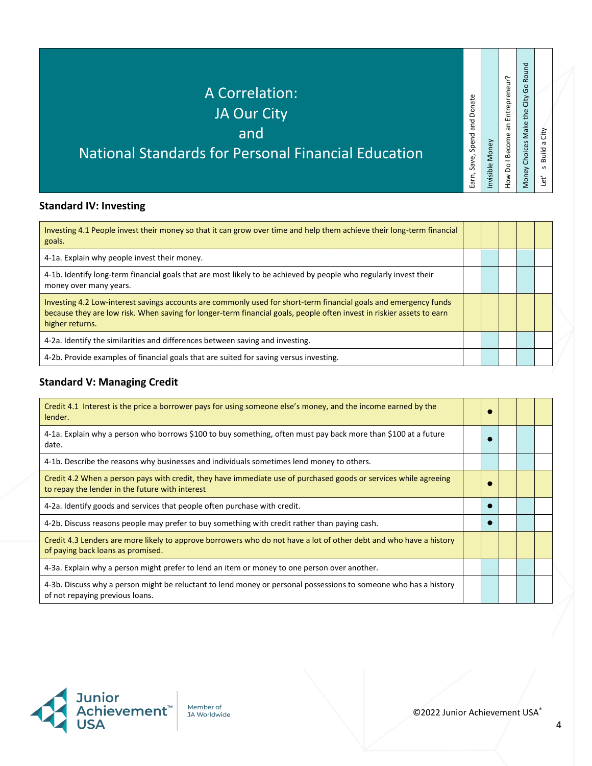# A Correlation: JA Our City and National Standards for Personal Financial Education

## Standard IV: Investing

| | Earn, Save, Spend and Donate | Invisible Money | How Do I Become an Entrepreneur? | Money Choices Make the City Go Round | Let's Build a City |
|---|---|---|---|---|---|
| Investing 4.1 People invest their money so that it can grow over time and help them achieve their long-term financial goals. | | | | | |
| 4-1a. Explain why people invest their money. | | | | | |
| 4-1b. Identify long-term financial goals that are most likely to be achieved by people who regularly invest their money over many years. | | | | | |
| Investing 4.2 Low-interest savings accounts are commonly used for short-term financial goals and emergency funds because they are low risk. When saving for longer-term financial goals, people often invest in riskier assets to earn higher returns. | | | | | |
| 4-2a. Identify the similarities and differences between saving and investing. | | | | | |
| 4-2b. Provide examples of financial goals that are suited for saving versus investing. | | | | | |

## Standard V: Managing Credit

| | Earn, Save, Spend and Donate | Invisible Money | How Do I Become an Entrepreneur? | Money Choices Make the City Go Round | Let's Build a City |
|---|---|---|---|---|---|
| Credit 4.1 Interest is the price a borrower pays for using someone else's money, and the income earned by the lender. | | ● | | | |
| 4-1a. Explain why a person who borrows $100 to buy something, often must pay back more than $100 at a future date. | | ● | | | |
| 4-1b. Describe the reasons why businesses and individuals sometimes lend money to others. | | | | | |
| Credit 4.2 When a person pays with credit, they have immediate use of purchased goods or services while agreeing to repay the lender in the future with interest | | ● | | | |
| 4-2a. Identify goods and services that people often purchase with credit. | | ● | | | |
| 4-2b. Discuss reasons people may prefer to buy something with credit rather than paying cash. | | ● | | | |
| Credit 4.3 Lenders are more likely to approve borrowers who do not have a lot of other debt and who have a history of paying back loans as promised. | | | | | |
| 4-3a. Explain why a person might prefer to lend an item or money to one person over another. | | | | | |
| 4-3b. Discuss why a person might be reluctant to lend money or personal possessions to someone who has a history of not repaying previous loans. | | | | | |

Junior Achievement™ USA | Member of JA Worldwide

©2022 Junior Achievement USA®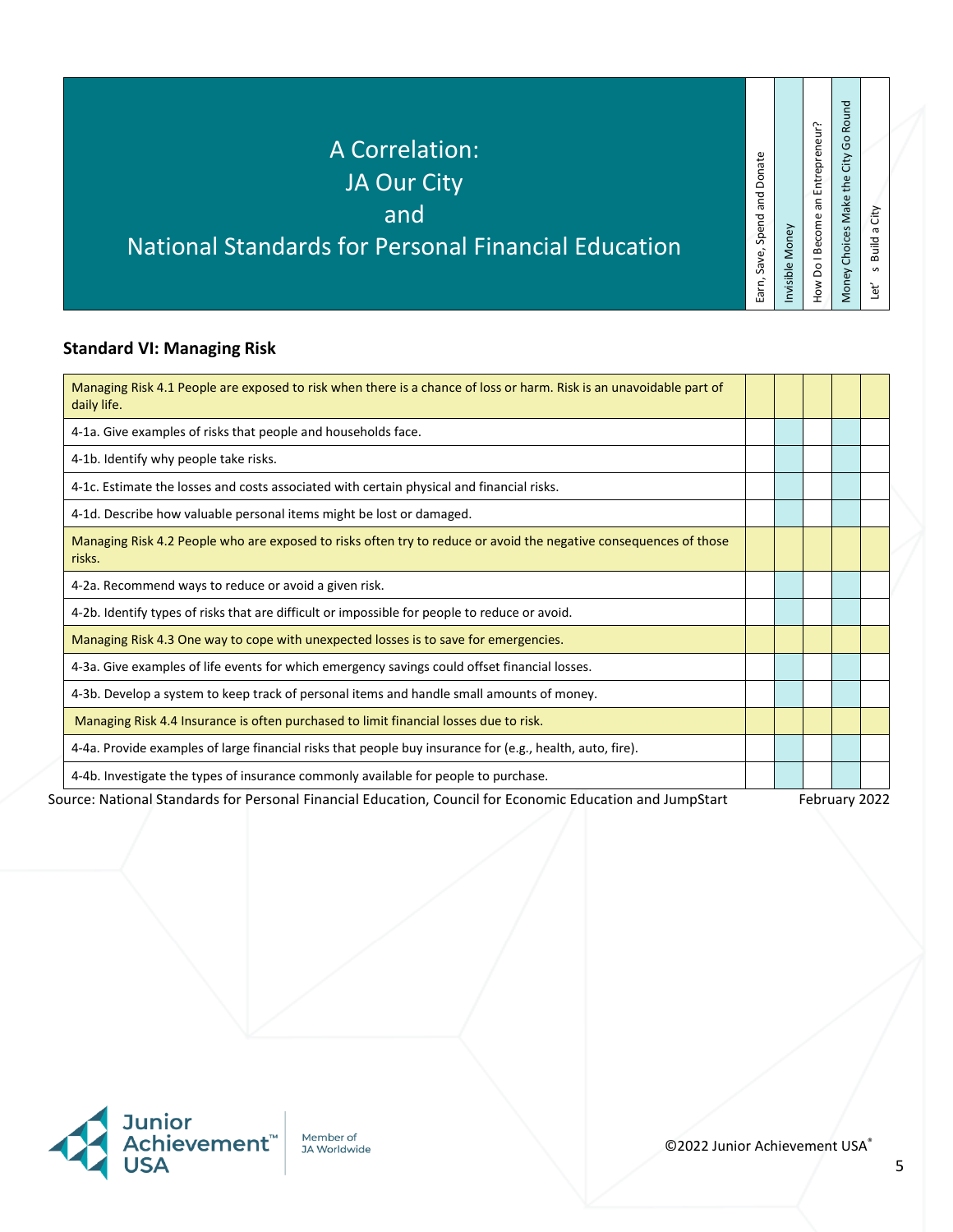# A Correlation: JA Our City and National Standards for Personal Financial Education

## Standard VI: Managing Risk

| | Earn, Save, Spend and Donate | Invisible Money | How Do I Become an Entrepreneur? | Money Choices Make the City Go Round | Let's Build a City |
|---|---|---|---|---|---|
| Managing Risk 4.1 People are exposed to risk when there is a chance of loss or harm. Risk is an unavoidable part of daily life. | | | | | |
| 4-1a. Give examples of risks that people and households face. | | | | | |
| 4-1b. Identify why people take risks. | | | | | |
| 4-1c. Estimate the losses and costs associated with certain physical and financial risks. | | | | | |
| 4-1d. Describe how valuable personal items might be lost or damaged. | | | | | |
| Managing Risk 4.2 People who are exposed to risks often try to reduce or avoid the negative consequences of those risks. | | | | | |
| 4-2a. Recommend ways to reduce or avoid a given risk. | | | | | |
| 4-2b. Identify types of risks that are difficult or impossible for people to reduce or avoid. | | | | | |
| Managing Risk 4.3 One way to cope with unexpected losses is to save for emergencies. | | | | | |
| 4-3a. Give examples of life events for which emergency savings could offset financial losses. | | | | | |
| 4-3b. Develop a system to keep track of personal items and handle small amounts of money. | | | | | |
| Managing Risk 4.4 Insurance is often purchased to limit financial losses due to risk. | | | | | |
| 4-4a. Provide examples of large financial risks that people buy insurance for (e.g., health, auto, fire). | | | | | |
| 4-4b. Investigate the types of insurance commonly available for people to purchase. | | | | | |

Source: National Standards for Personal Financial Education, Council for Economic Education and JumpStart February 2022

Junior Achievement™ USA Member of JA Worldwide

©2022 Junior Achievement USA®